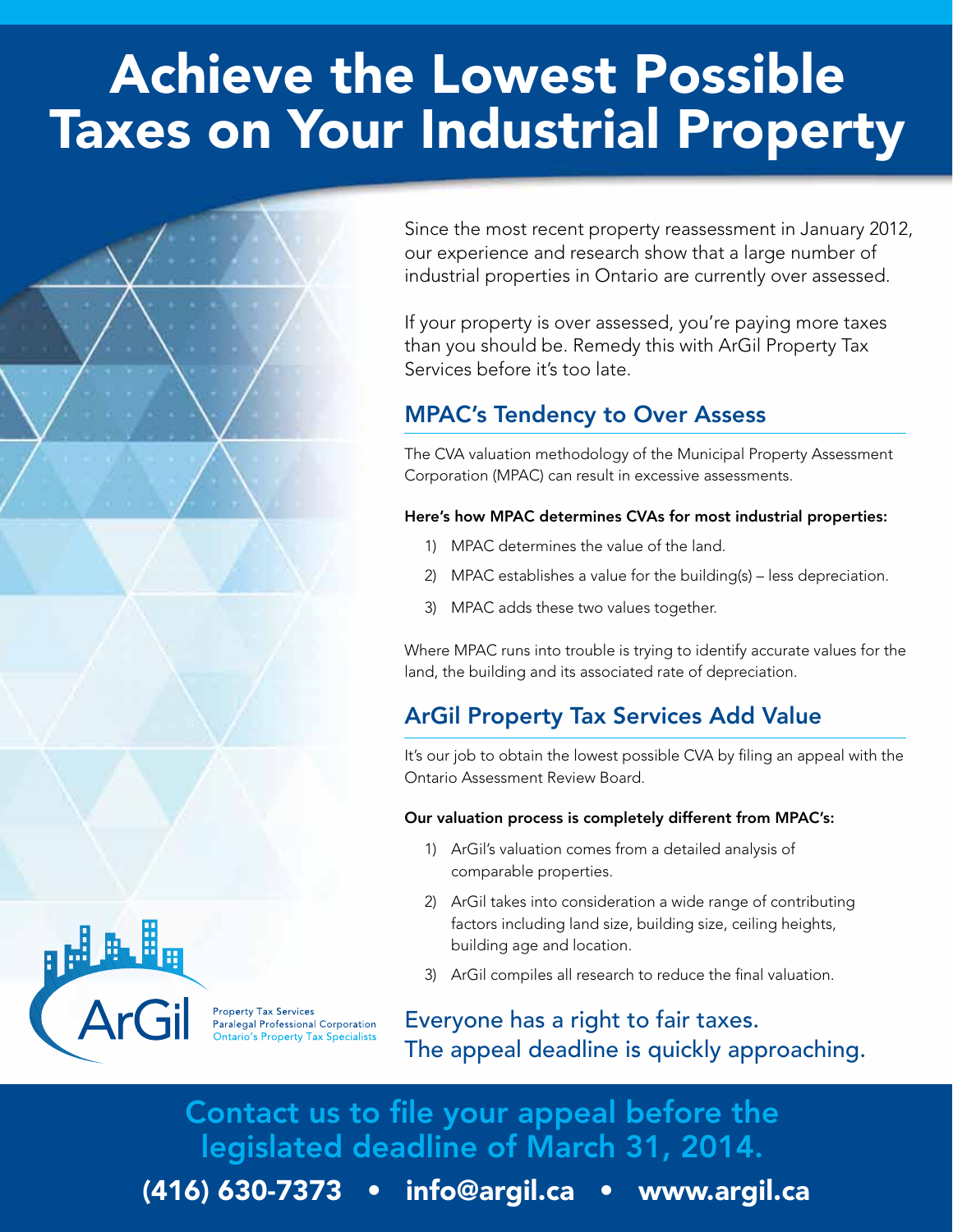# Achieve the Lowest Possible Taxes on Your Industrial Property

Since the most recent property reassessment in January 2012, our experience and research show that a large number of industrial properties in Ontario are currently over assessed.

If your property is over assessed, you're paying more taxes than you should be. Remedy this with ArGil Property Tax Services before it's too late.

## MPAC's Tendency to Over Assess

The CVA valuation methodology of the Municipal Property Assessment Corporation (MPAC) can result in excessive assessments.

**Here's how MPAC determines CVAs for most industrial properties:**

1) MPAC determines the value of the land.
2) MPAC establishes a value for the building(s) – less depreciation.
3) MPAC adds these two values together.

Where MPAC runs into trouble is trying to identify accurate values for the land, the building and its associated rate of depreciation.

## ArGil Property Tax Services Add Value

It's our job to obtain the lowest possible CVA by filing an appeal with the Ontario Assessment Review Board.

**Our valuation process is completely different from MPAC's:**

1) ArGil's valuation comes from a detailed analysis of comparable properties.
2) ArGil takes into consideration a wide range of contributing factors including land size, building size, ceiling heights, building age and location.
3) ArGil compiles all research to reduce the final valuation.

Everyone has a right to fair taxes.
The appeal deadline is quickly approaching.

ArGil
Property Tax Services
Paralegal Professional Corporation
Ontario's Property Tax Specialists

**Contact us to file your appeal before the legislated deadline of March 31, 2014.**

**(416) 630-7373 • info@argil.ca • www.argil.ca**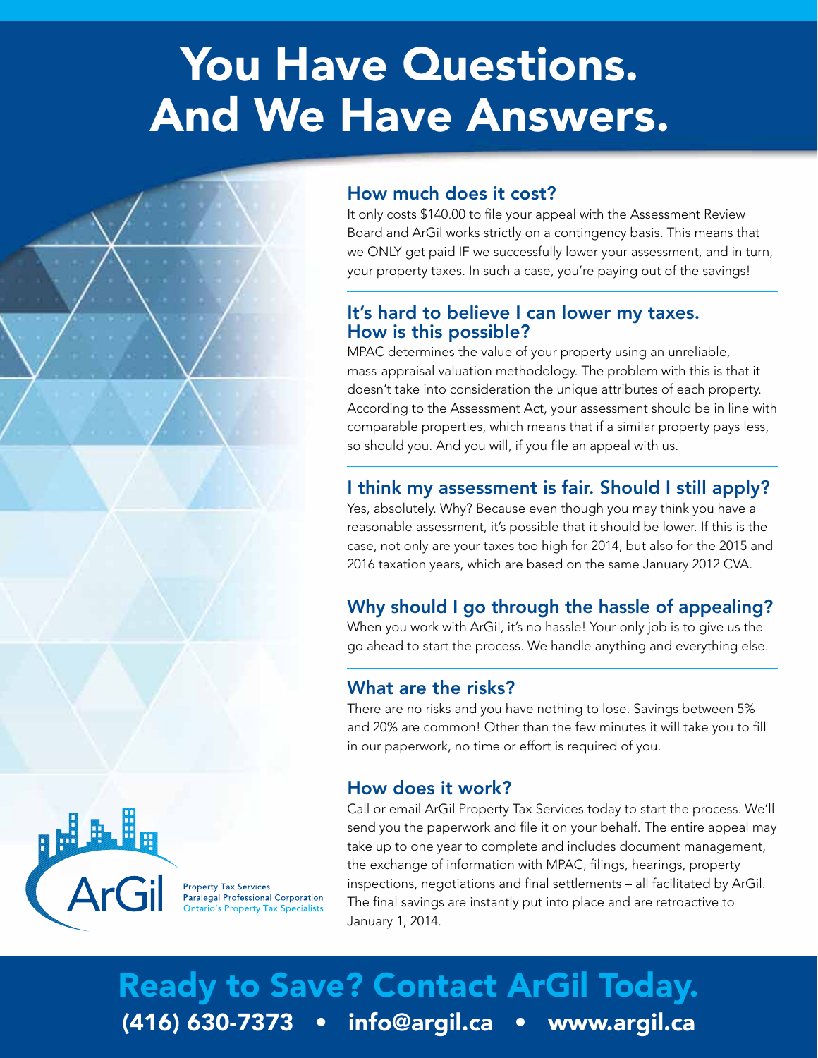# You Have Questions. And We Have Answers.

## How much does it cost?

It only costs $140.00 to file your appeal with the Assessment Review Board and ArGil works strictly on a contingency basis. This means that we ONLY get paid IF we successfully lower your assessment, and in turn, your property taxes. In such a case, you're paying out of the savings!

## It's hard to believe I can lower my taxes. How is this possible?

MPAC determines the value of your property using an unreliable, mass-appraisal valuation methodology. The problem with this is that it doesn't take into consideration the unique attributes of each property. According to the Assessment Act, your assessment should be in line with comparable properties, which means that if a similar property pays less, so should you. And you will, if you file an appeal with us.

## I think my assessment is fair. Should I still apply?

Yes, absolutely. Why? Because even though you may think you have a reasonable assessment, it's possible that it should be lower. If this is the case, not only are your taxes too high for 2014, but also for the 2015 and 2016 taxation years, which are based on the same January 2012 CVA.

## Why should I go through the hassle of appealing?

When you work with ArGil, it's no hassle! Your only job is to give us the go ahead to start the process. We handle anything and everything else.

## What are the risks?

There are no risks and you have nothing to lose. Savings between 5% and 20% are common! Other than the few minutes it will take you to fill in our paperwork, no time or effort is required of you.

## How does it work?

Call or email ArGil Property Tax Services today to start the process. We'll send you the paperwork and file it on your behalf. The entire appeal may take up to one year to complete and includes document management, the exchange of information with MPAC, filings, hearings, property inspections, negotiations and final settlements – all facilitated by ArGil. The final savings are instantly put into place and are retroactive to January 1, 2014.

ArGil
Property Tax Services
Paralegal Professional Corporation
Ontario's Property Tax Specialists

## Ready to Save? Contact ArGil Today.

**(416) 630-7373 • info@argil.ca • www.argil.ca**